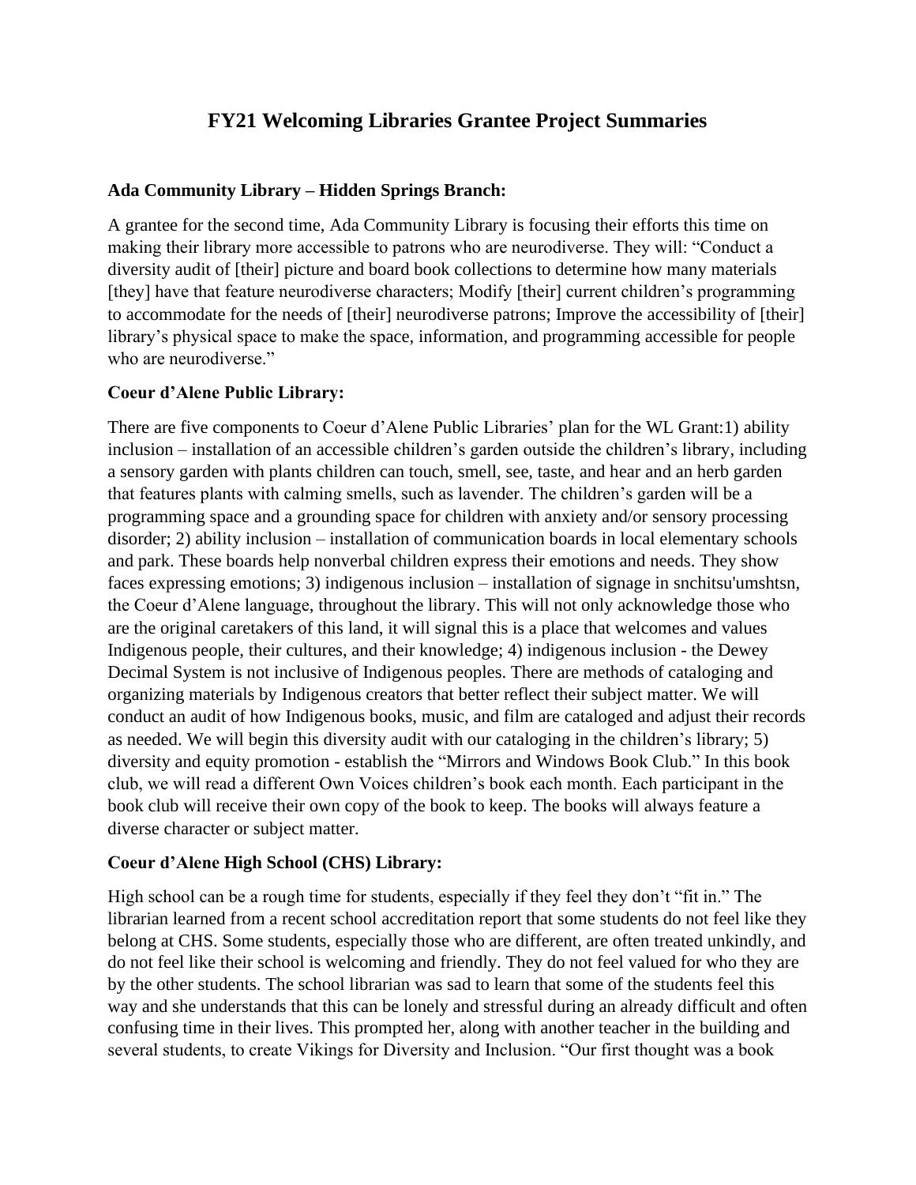# FY21 Welcoming Libraries Grantee Project Summaries

**Ada Community Library – Hidden Springs Branch:**

A grantee for the second time, Ada Community Library is focusing their efforts this time on making their library more accessible to patrons who are neurodiverse. They will: "Conduct a diversity audit of [their] picture and board book collections to determine how many materials [they] have that feature neurodiverse characters; Modify [their] current children's programming to accommodate for the needs of [their] neurodiverse patrons; Improve the accessibility of [their] library's physical space to make the space, information, and programming accessible for people who are neurodiverse."

**Coeur d'Alene Public Library:**

There are five components to Coeur d'Alene Public Libraries' plan for the WL Grant:1) ability inclusion – installation of an accessible children's garden outside the children's library, including a sensory garden with plants children can touch, smell, see, taste, and hear and an herb garden that features plants with calming smells, such as lavender. The children's garden will be a programming space and a grounding space for children with anxiety and/or sensory processing disorder; 2) ability inclusion – installation of communication boards in local elementary schools and park. These boards help nonverbal children express their emotions and needs. They show faces expressing emotions; 3) indigenous inclusion – installation of signage in snchitsu'umshtsn, the Coeur d'Alene language, throughout the library. This will not only acknowledge those who are the original caretakers of this land, it will signal this is a place that welcomes and values Indigenous people, their cultures, and their knowledge; 4) indigenous inclusion - the Dewey Decimal System is not inclusive of Indigenous peoples. There are methods of cataloging and organizing materials by Indigenous creators that better reflect their subject matter. We will conduct an audit of how Indigenous books, music, and film are cataloged and adjust their records as needed. We will begin this diversity audit with our cataloging in the children's library; 5) diversity and equity promotion - establish the "Mirrors and Windows Book Club." In this book club, we will read a different Own Voices children's book each month. Each participant in the book club will receive their own copy of the book to keep. The books will always feature a diverse character or subject matter.

**Coeur d'Alene High School (CHS) Library:**

High school can be a rough time for students, especially if they feel they don't "fit in." The librarian learned from a recent school accreditation report that some students do not feel like they belong at CHS. Some students, especially those who are different, are often treated unkindly, and do not feel like their school is welcoming and friendly. They do not feel valued for who they are by the other students. The school librarian was sad to learn that some of the students feel this way and she understands that this can be lonely and stressful during an already difficult and often confusing time in their lives. This prompted her, along with another teacher in the building and several students, to create Vikings for Diversity and Inclusion. "Our first thought was a book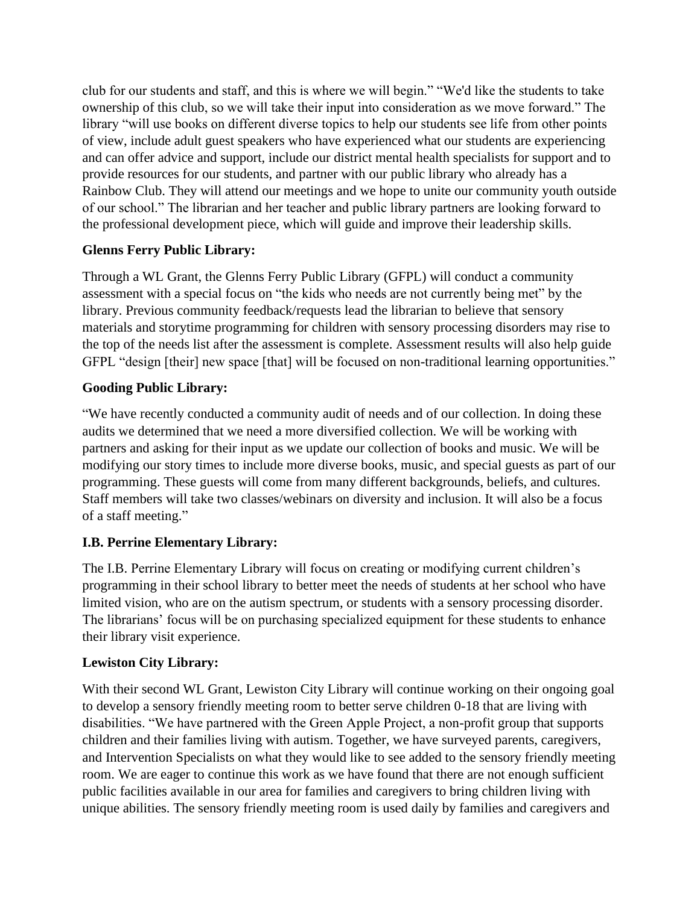club for our students and staff, and this is where we will begin." "We'd like the students to take ownership of this club, so we will take their input into consideration as we move forward." The library "will use books on different diverse topics to help our students see life from other points of view, include adult guest speakers who have experienced what our students are experiencing and can offer advice and support, include our district mental health specialists for support and to provide resources for our students, and partner with our public library who already has a Rainbow Club. They will attend our meetings and we hope to unite our community youth outside of our school." The librarian and her teacher and public library partners are looking forward to the professional development piece, which will guide and improve their leadership skills.

**Glenns Ferry Public Library:**

Through a WL Grant, the Glenns Ferry Public Library (GFPL) will conduct a community assessment with a special focus on "the kids who needs are not currently being met" by the library. Previous community feedback/requests lead the librarian to believe that sensory materials and storytime programming for children with sensory processing disorders may rise to the top of the needs list after the assessment is complete. Assessment results will also help guide GFPL "design [their] new space [that] will be focused on non-traditional learning opportunities."

**Gooding Public Library:**

"We have recently conducted a community audit of needs and of our collection. In doing these audits we determined that we need a more diversified collection. We will be working with partners and asking for their input as we update our collection of books and music. We will be modifying our story times to include more diverse books, music, and special guests as part of our programming. These guests will come from many different backgrounds, beliefs, and cultures. Staff members will take two classes/webinars on diversity and inclusion. It will also be a focus of a staff meeting."

**I.B. Perrine Elementary Library:**

The I.B. Perrine Elementary Library will focus on creating or modifying current children's programming in their school library to better meet the needs of students at her school who have limited vision, who are on the autism spectrum, or students with a sensory processing disorder. The librarians' focus will be on purchasing specialized equipment for these students to enhance their library visit experience.

**Lewiston City Library:**

With their second WL Grant, Lewiston City Library will continue working on their ongoing goal to develop a sensory friendly meeting room to better serve children 0-18 that are living with disabilities. "We have partnered with the Green Apple Project, a non-profit group that supports children and their families living with autism. Together, we have surveyed parents, caregivers, and Intervention Specialists on what they would like to see added to the sensory friendly meeting room. We are eager to continue this work as we have found that there are not enough sufficient public facilities available in our area for families and caregivers to bring children living with unique abilities. The sensory friendly meeting room is used daily by families and caregivers and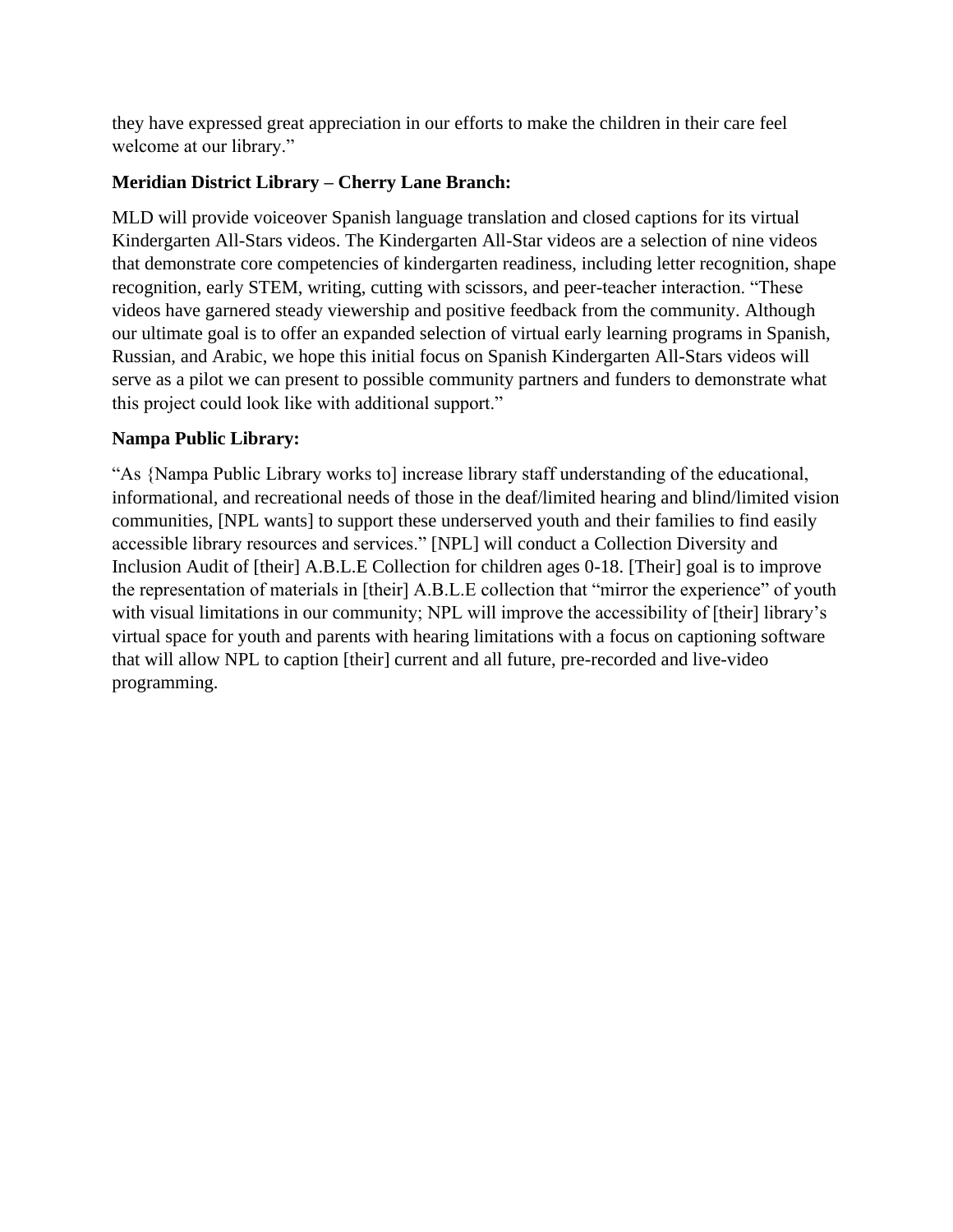they have expressed great appreciation in our efforts to make the children in their care feel welcome at our library."

**Meridian District Library – Cherry Lane Branch:**

MLD will provide voiceover Spanish language translation and closed captions for its virtual Kindergarten All-Stars videos. The Kindergarten All-Star videos are a selection of nine videos that demonstrate core competencies of kindergarten readiness, including letter recognition, shape recognition, early STEM, writing, cutting with scissors, and peer-teacher interaction. "These videos have garnered steady viewership and positive feedback from the community. Although our ultimate goal is to offer an expanded selection of virtual early learning programs in Spanish, Russian, and Arabic, we hope this initial focus on Spanish Kindergarten All-Stars videos will serve as a pilot we can present to possible community partners and funders to demonstrate what this project could look like with additional support."

**Nampa Public Library:**

"As {Nampa Public Library works to] increase library staff understanding of the educational, informational, and recreational needs of those in the deaf/limited hearing and blind/limited vision communities, [NPL wants] to support these underserved youth and their families to find easily accessible library resources and services." [NPL] will conduct a Collection Diversity and Inclusion Audit of [their] A.B.L.E Collection for children ages 0-18. [Their] goal is to improve the representation of materials in [their] A.B.L.E collection that "mirror the experience" of youth with visual limitations in our community; NPL will improve the accessibility of [their] library's virtual space for youth and parents with hearing limitations with a focus on captioning software that will allow NPL to caption [their] current and all future, pre-recorded and live-video programming.